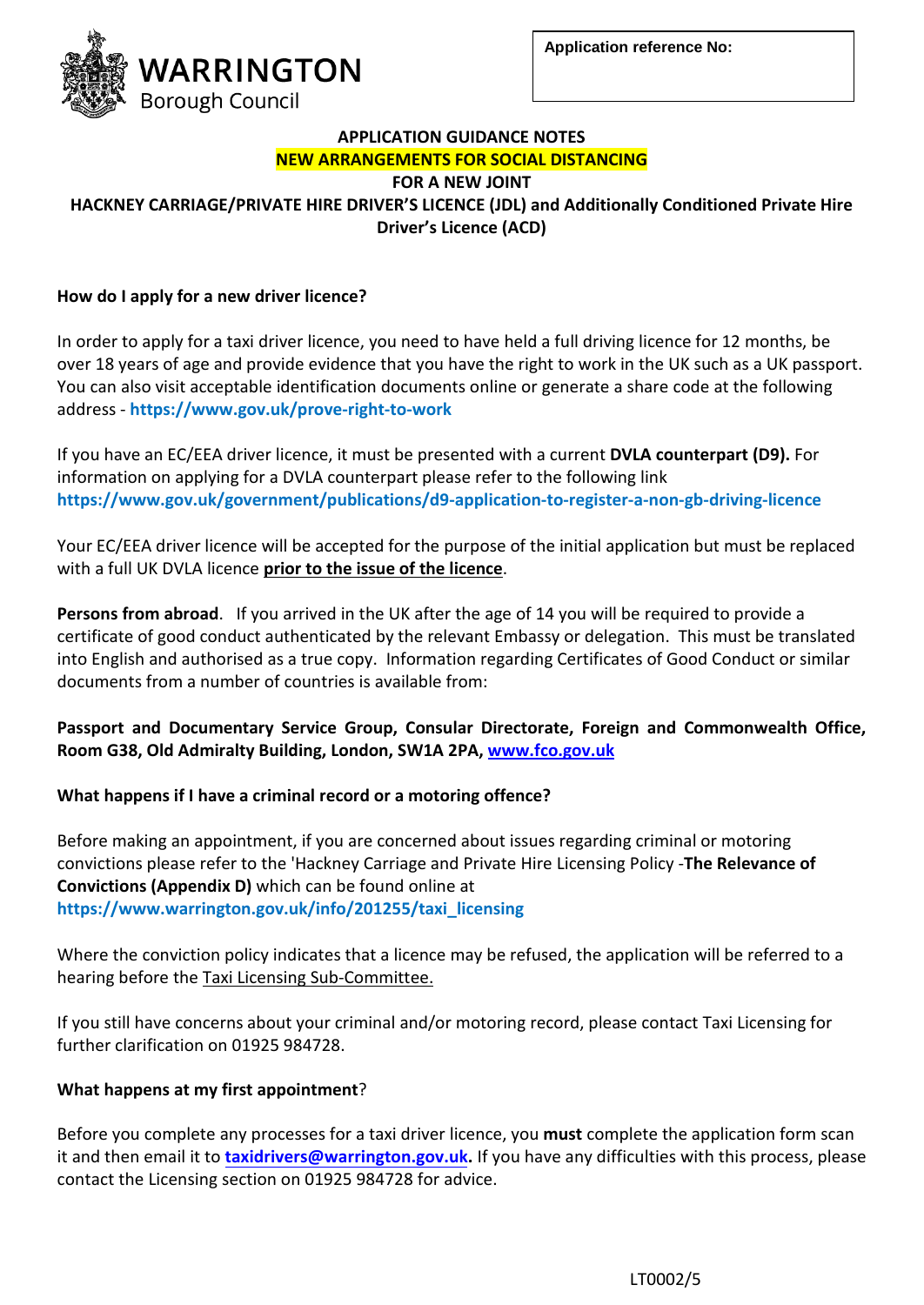WARRINGTON Borough Council

**Application reference No:**

## APPLICATION GUIDANCE NOTES

## NEW ARRANGEMENTS FOR SOCIAL DISTANCING

## FOR A NEW JOINT

## HACKNEY CARRIAGE/PRIVATE HIRE DRIVER'S LICENCE (JDL) and Additionally Conditioned Private Hire Driver's Licence (ACD)

### How do I apply for a new driver licence?

In order to apply for a taxi driver licence, you need to have held a full driving licence for 12 months, be over 18 years of age and provide evidence that you have the right to work in the UK such as a UK passport. You can also visit acceptable identification documents online or generate a share code at the following address - **https://www.gov.uk/prove-right-to-work**

If you have an EC/EEA driver licence, it must be presented with a current **DVLA counterpart (D9).** For information on applying for a DVLA counterpart please refer to the following link **https://www.gov.uk/government/publications/d9-application-to-register-a-non-gb-driving-licence**

Your EC/EEA driver licence will be accepted for the purpose of the initial application but must be replaced with a full UK DVLA licence **prior to the issue of the licence**.

**Persons from abroad**. If you arrived in the UK after the age of 14 you will be required to provide a certificate of good conduct authenticated by the relevant Embassy or delegation. This must be translated into English and authorised as a true copy. Information regarding Certificates of Good Conduct or similar documents from a number of countries is available from:

**Passport and Documentary Service Group, Consular Directorate, Foreign and Commonwealth Office, Room G38, Old Admiralty Building, London, SW1A 2PA, www.fco.gov.uk**

### What happens if I have a criminal record or a motoring offence?

Before making an appointment, if you are concerned about issues regarding criminal or motoring convictions please refer to the 'Hackney Carriage and Private Hire Licensing Policy -**The Relevance of Convictions (Appendix D)** which can be found online at **https://www.warrington.gov.uk/info/201255/taxi_licensing**

Where the conviction policy indicates that a licence may be refused, the application will be referred to a hearing before the Taxi Licensing Sub-Committee.

If you still have concerns about your criminal and/or motoring record, please contact Taxi Licensing for further clarification on 01925 984728.

### What happens at my first appointment?

Before you complete any processes for a taxi driver licence, you **must** complete the application form scan it and then email it to **taxidrivers@warrington.gov.uk.** If you have any difficulties with this process, please contact the Licensing section on 01925 984728 for advice.

LT0002/5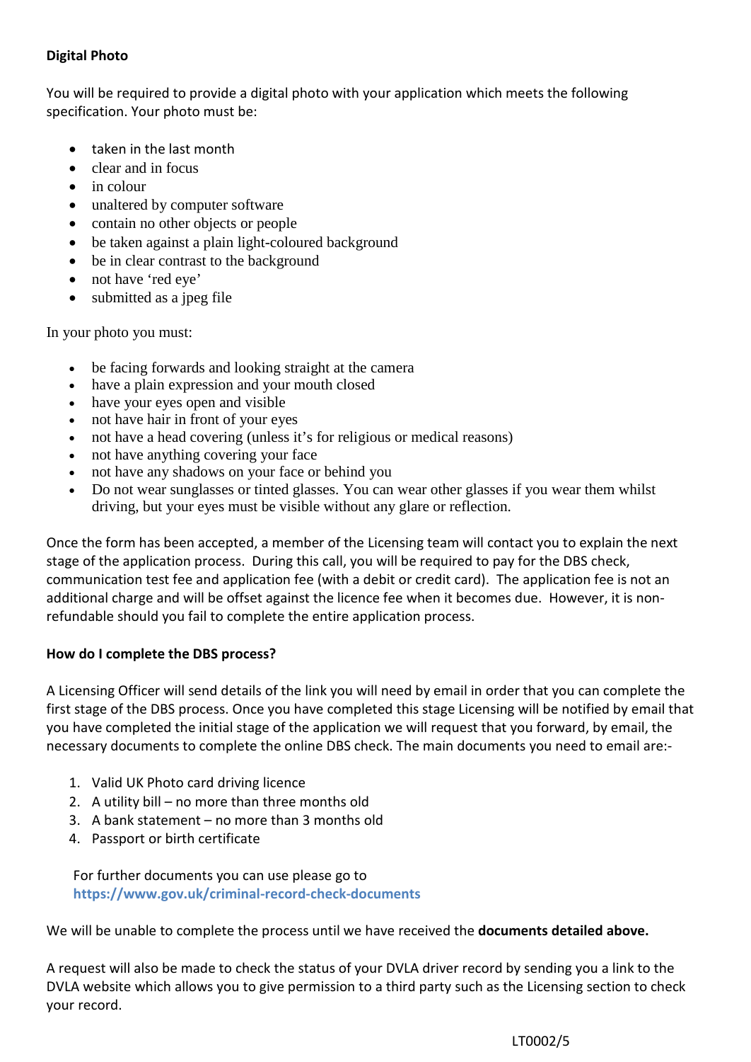**Digital Photo**

You will be required to provide a digital photo with your application which meets the following specification. Your photo must be:

- taken in the last month
- clear and in focus
- in colour
- unaltered by computer software
- contain no other objects or people
- be taken against a plain light-coloured background
- be in clear contrast to the background
- not have 'red eye'
- submitted as a jpeg file

In your photo you must:

- be facing forwards and looking straight at the camera
- have a plain expression and your mouth closed
- have your eyes open and visible
- not have hair in front of your eyes
- not have a head covering (unless it's for religious or medical reasons)
- not have anything covering your face
- not have any shadows on your face or behind you
- Do not wear sunglasses or tinted glasses. You can wear other glasses if you wear them whilst driving, but your eyes must be visible without any glare or reflection.

Once the form has been accepted, a member of the Licensing team will contact you to explain the next stage of the application process. During this call, you will be required to pay for the DBS check, communication test fee and application fee (with a debit or credit card). The application fee is not an additional charge and will be offset against the licence fee when it becomes due. However, it is non-refundable should you fail to complete the entire application process.

**How do I complete the DBS process?**

A Licensing Officer will send details of the link you will need by email in order that you can complete the first stage of the DBS process. Once you have completed this stage Licensing will be notified by email that you have completed the initial stage of the application we will request that you forward, by email, the necessary documents to complete the online DBS check. The main documents you need to email are:-

1. Valid UK Photo card driving licence
2. A utility bill – no more than three months old
3. A bank statement – no more than 3 months old
4. Passport or birth certificate

For further documents you can use please go to **https://www.gov.uk/criminal-record-check-documents**

We will be unable to complete the process until we have received the **documents detailed above.**

A request will also be made to check the status of your DVLA driver record by sending you a link to the DVLA website which allows you to give permission to a third party such as the Licensing section to check your record.

LT0002/5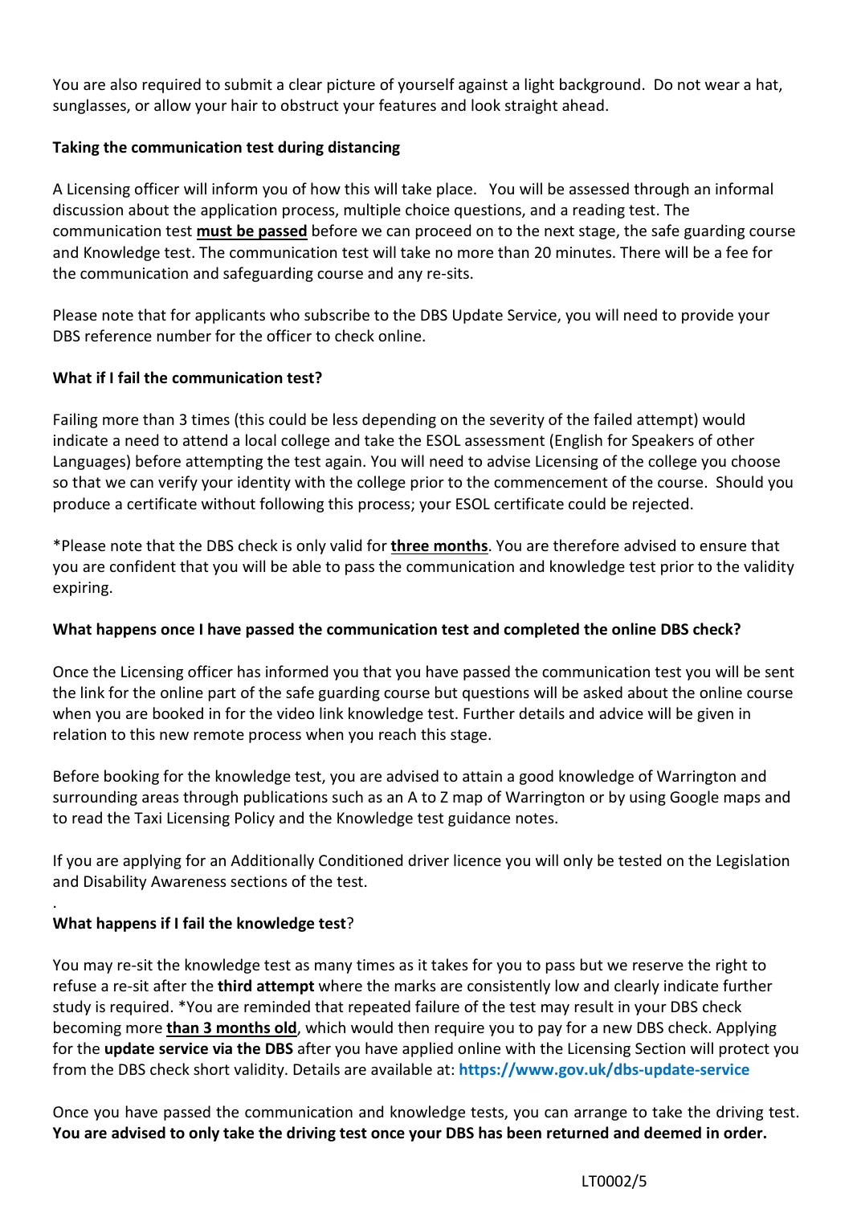You are also required to submit a clear picture of yourself against a light background. Do not wear a hat, sunglasses, or allow your hair to obstruct your features and look straight ahead.

**Taking the communication test during distancing**

A Licensing officer will inform you of how this will take place. You will be assessed through an informal discussion about the application process, multiple choice questions, and a reading test. The communication test **must be passed** before we can proceed on to the next stage, the safe guarding course and Knowledge test. The communication test will take no more than 20 minutes. There will be a fee for the communication and safeguarding course and any re-sits.

Please note that for applicants who subscribe to the DBS Update Service, you will need to provide your DBS reference number for the officer to check online.

**What if I fail the communication test?**

Failing more than 3 times (this could be less depending on the severity of the failed attempt) would indicate a need to attend a local college and take the ESOL assessment (English for Speakers of other Languages) before attempting the test again. You will need to advise Licensing of the college you choose so that we can verify your identity with the college prior to the commencement of the course. Should you produce a certificate without following this process; your ESOL certificate could be rejected.

*Please note that the DBS check is only valid for **three months**. You are therefore advised to ensure that you are confident that you will be able to pass the communication and knowledge test prior to the validity expiring.

**What happens once I have passed the communication test and completed the online DBS check?**

Once the Licensing officer has informed you that you have passed the communication test you will be sent the link for the online part of the safe guarding course but questions will be asked about the online course when you are booked in for the video link knowledge test. Further details and advice will be given in relation to this new remote process when you reach this stage.

Before booking for the knowledge test, you are advised to attain a good knowledge of Warrington and surrounding areas through publications such as an A to Z map of Warrington or by using Google maps and to read the Taxi Licensing Policy and the Knowledge test guidance notes.

If you are applying for an Additionally Conditioned driver licence you will only be tested on the Legislation and Disability Awareness sections of the test.

**What happens if I fail the knowledge test**?

You may re-sit the knowledge test as many times as it takes for you to pass but we reserve the right to refuse a re-sit after the **third attempt** where the marks are consistently low and clearly indicate further study is required. *You are reminded that repeated failure of the test may result in your DBS check becoming more **than 3 months old**, which would then require you to pay for a new DBS check. Applying for the **update service via the DBS** after you have applied online with the Licensing Section will protect you from the DBS check short validity. Details are available at: **https://www.gov.uk/dbs-update-service**

Once you have passed the communication and knowledge tests, you can arrange to take the driving test. **You are advised to only take the driving test once your DBS has been returned and deemed in order.**

LT0002/5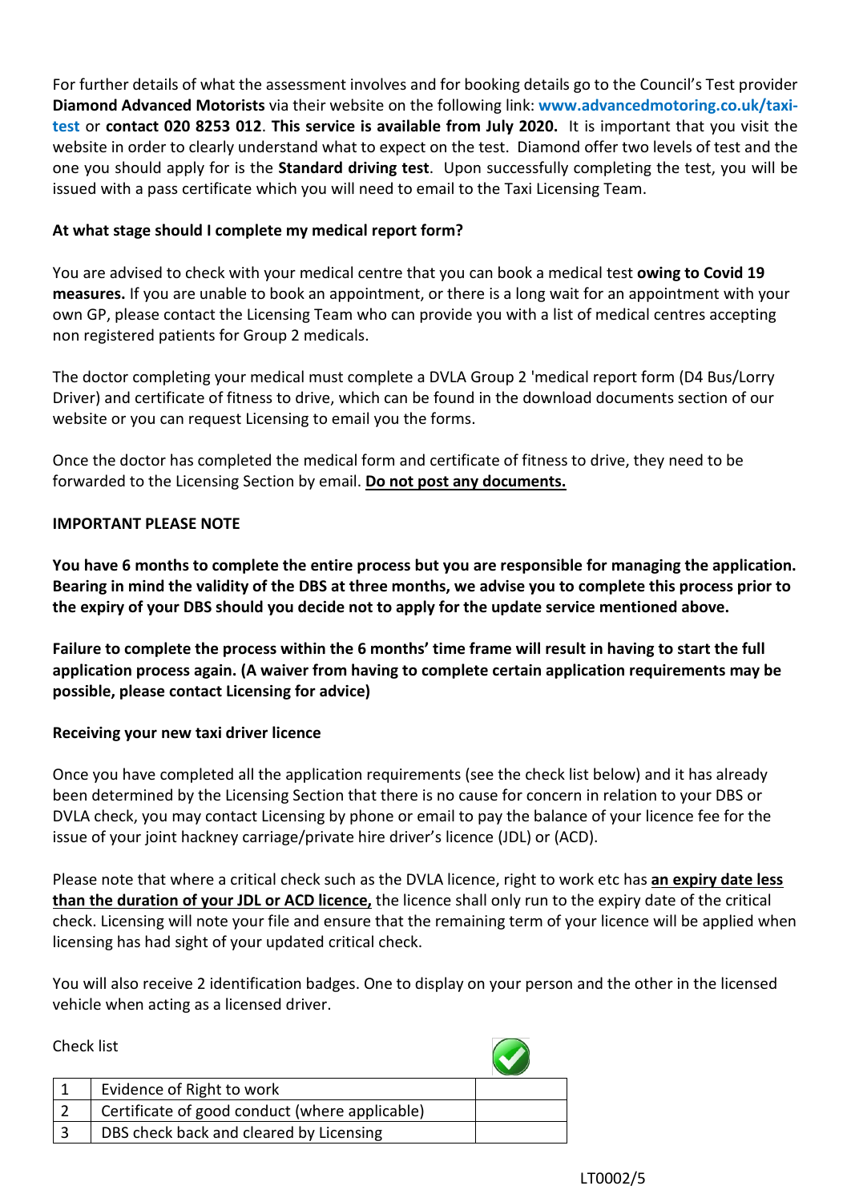For further details of what the assessment involves and for booking details go to the Council's Test provider **Diamond Advanced Motorists** via their website on the following link: **www.advancedmotoring.co.uk/taxi-test** or **contact 020 8253 012**. **This service is available from July 2020.** It is important that you visit the website in order to clearly understand what to expect on the test. Diamond offer two levels of test and the one you should apply for is the **Standard driving test**. Upon successfully completing the test, you will be issued with a pass certificate which you will need to email to the Taxi Licensing Team.

**At what stage should I complete my medical report form?**

You are advised to check with your medical centre that you can book a medical test **owing to Covid 19 measures.** If you are unable to book an appointment, or there is a long wait for an appointment with your own GP, please contact the Licensing Team who can provide you with a list of medical centres accepting non registered patients for Group 2 medicals.

The doctor completing your medical must complete a DVLA Group 2 'medical report form (D4 Bus/Lorry Driver) and certificate of fitness to drive, which can be found in the download documents section of our website or you can request Licensing to email you the forms.

Once the doctor has completed the medical form and certificate of fitness to drive, they need to be forwarded to the Licensing Section by email. **Do not post any documents.**

**IMPORTANT PLEASE NOTE**

**You have 6 months to complete the entire process but you are responsible for managing the application. Bearing in mind the validity of the DBS at three months, we advise you to complete this process prior to the expiry of your DBS should you decide not to apply for the update service mentioned above.**

**Failure to complete the process within the 6 months' time frame will result in having to start the full application process again. (A waiver from having to complete certain application requirements may be possible, please contact Licensing for advice)**

**Receiving your new taxi driver licence**

Once you have completed all the application requirements (see the check list below) and it has already been determined by the Licensing Section that there is no cause for concern in relation to your DBS or DVLA check, you may contact Licensing by phone or email to pay the balance of your licence fee for the issue of your joint hackney carriage/private hire driver's licence (JDL) or (ACD).

Please note that where a critical check such as the DVLA licence, right to work etc has **an expiry date less than the duration of your JDL or ACD licence,** the licence shall only run to the expiry date of the critical check. Licensing will note your file and ensure that the remaining term of your licence will be applied when licensing has had sight of your updated critical check.

You will also receive 2 identification badges. One to display on your person and the other in the licensed vehicle when acting as a licensed driver.

Check list

| | | ✓ |
|---|---|---|
| 1 | Evidence of Right to work | |
| 2 | Certificate of good conduct (where applicable) | |
| 3 | DBS check back and cleared by Licensing | |

LT0002/5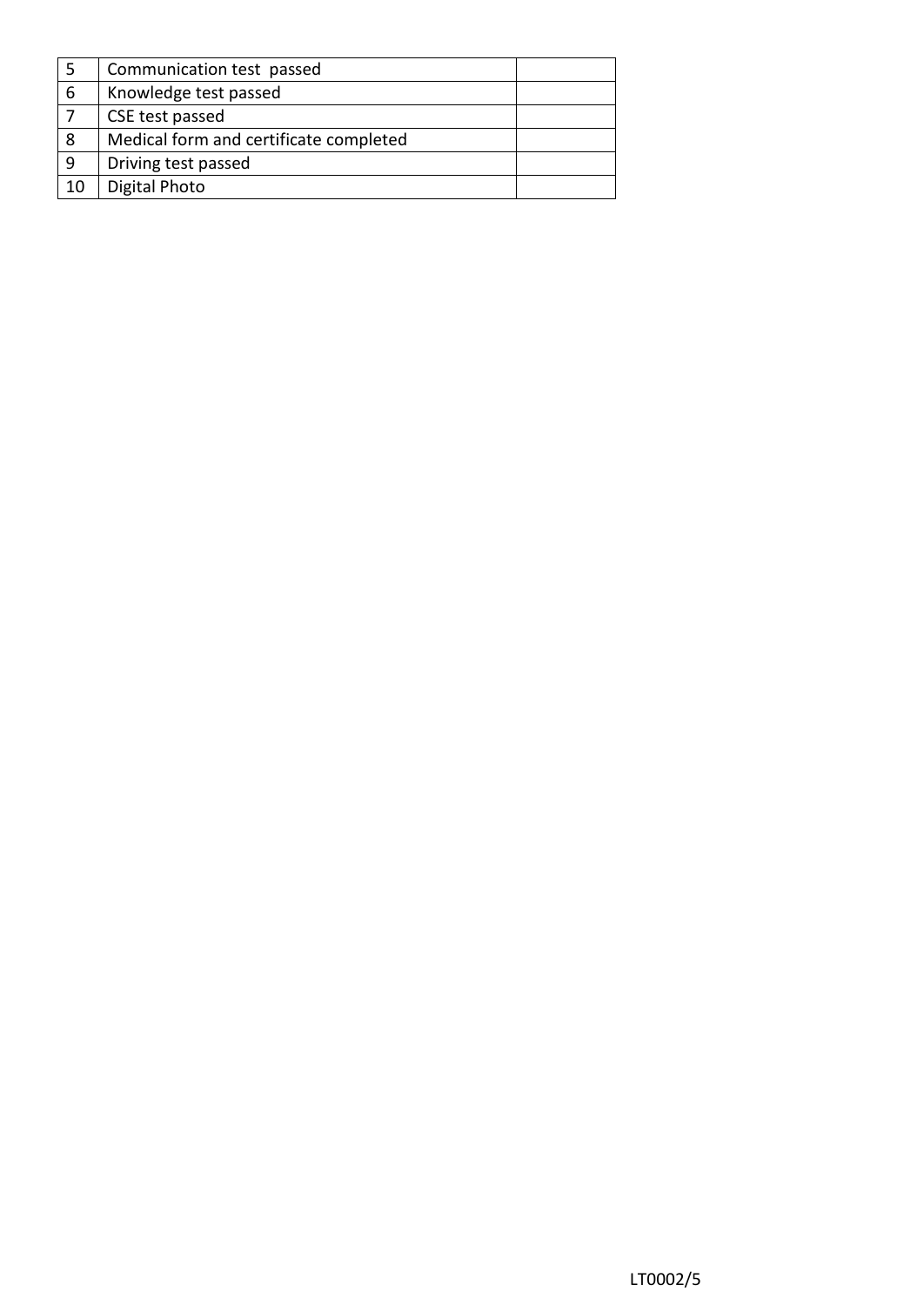| | | |
|---|---|---|
| 5 | Communication test passed | |
| 6 | Knowledge test passed | |
| 7 | CSE test passed | |
| 8 | Medical form and certificate completed | |
| 9 | Driving test passed | |
| 10 | Digital Photo | |

LT0002/5